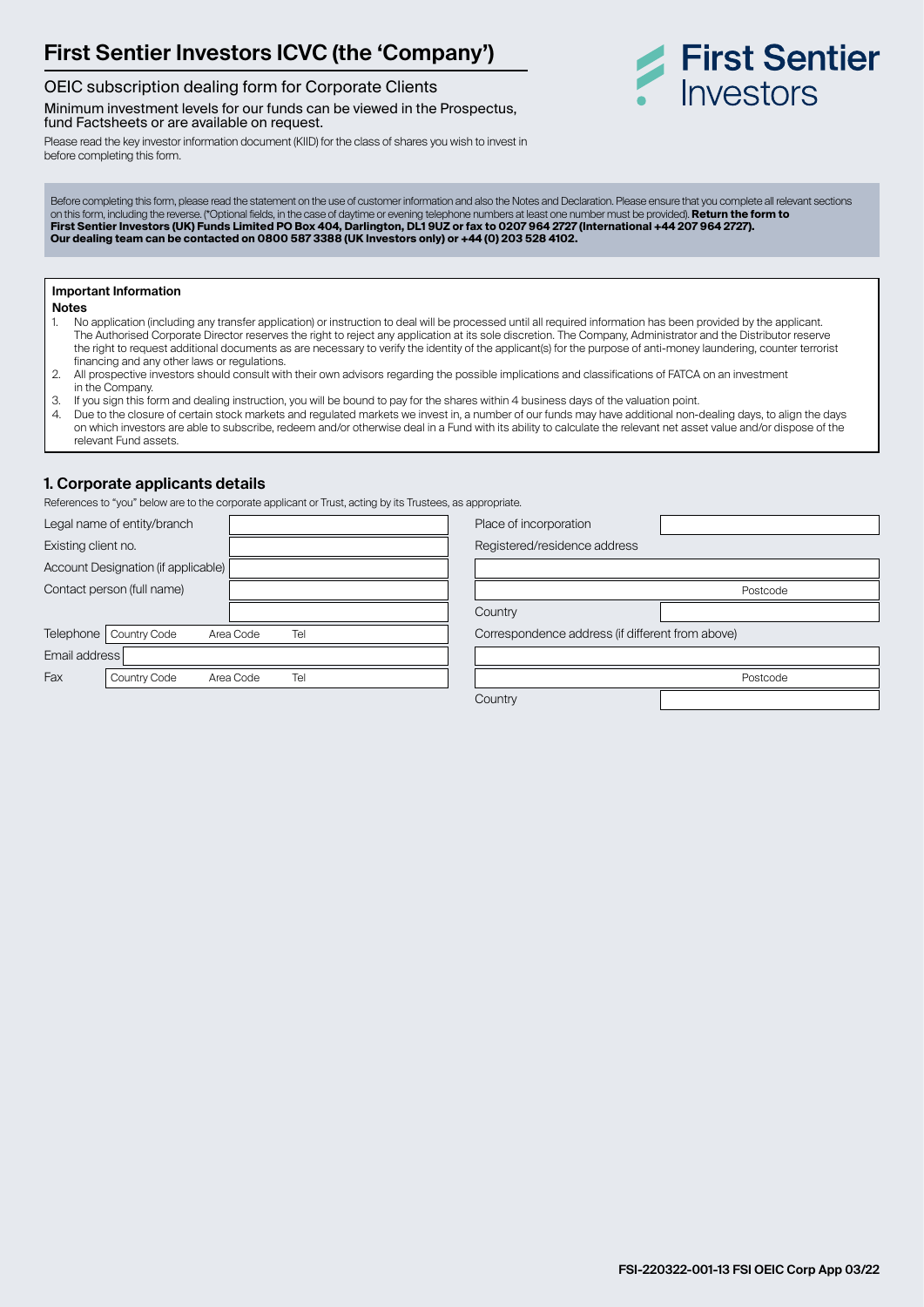# First Sentier Investors ICVC (the 'Company')

First Sentier Investors

## OEIC subscription dealing form for Corporate Clients

Minimum investment levels for our funds can be viewed in the Prospectus, fund Factsheets or are available on request.

Please read the key investor information document (KIID) for the class of shares you wish to invest in before completing this form.

Before completing this form, please read the statement on the use of customer information and also the Notes and Declaration. Please ensure that you complete all relevant sections on this form, including the reverse. (*Optional fields, in the case of daytime or evening telephone numbers at least one number must be provided). **Return the form to First Sentier Investors (UK) Funds Limited PO Box 404, Darlington, DL1 9UZ or fax to 0207 964 2727 (International +44 207 964 2727). Our dealing team can be contacted on 0800 587 3388 (UK Investors only) or +44 (0) 203 528 4102.**

**Important Information**

**Notes**

1. No application (including any transfer application) or instruction to deal will be processed until all required information has been provided by the applicant. The Authorised Corporate Director reserves the right to reject any application at its sole discretion. The Company, Administrator and the Distributor reserve the right to request additional documents as are necessary to verify the identity of the applicant(s) for the purpose of anti-money laundering, counter terrorist financing and any other laws or regulations.
2. All prospective investors should consult with their own advisors regarding the possible implications and classifications of FATCA on an investment in the Company.
3. If you sign this form and dealing instruction, you will be bound to pay for the shares within 4 business days of the valuation point.
4. Due to the closure of certain stock markets and regulated markets we invest in, a number of our funds may have additional non-dealing days, to align the days on which investors are able to subscribe, redeem and/or otherwise deal in a Fund with its ability to calculate the relevant net asset value and/or dispose of the relevant Fund assets.

## 1. Corporate applicants details

References to "you" below are to the corporate applicant or Trust, acting by its Trustees, as appropriate.

| | |
|---|---|
| Legal name of entity/branch | |
| Existing client no. | |
| Account Designation (if applicable) | |
| Contact person (full name) | |
| | |
| Telephone | Country Code / Area Code / Tel |
| Email address | |
| Fax | Country Code / Area Code / Tel |

| | |
|---|---|
| Place of incorporation | |
| Registered/residence address | |
| | |
| | Postcode |
| Country | |
| Correspondence address (if different from above) | |
| | |
| | Postcode |
| Country | |

FSI-220322-001-13 FSI OEIC Corp App 03/22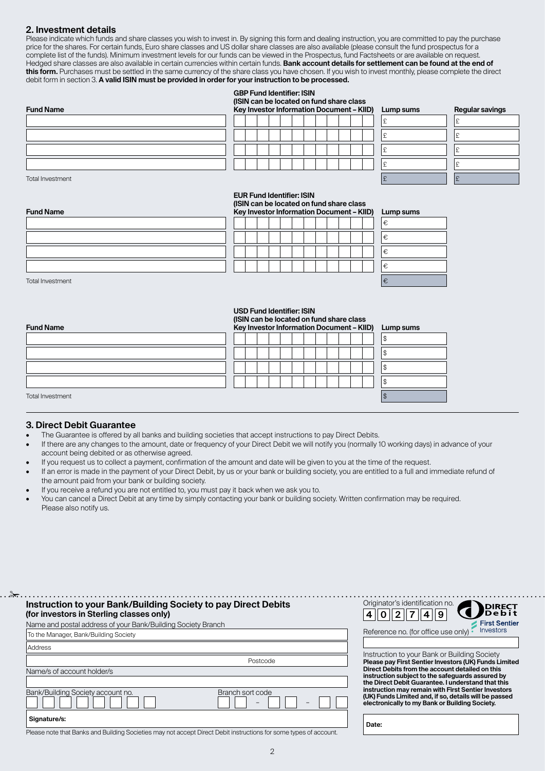## 2. Investment details

Please indicate which funds and share classes you wish to invest in. By signing this form and dealing instruction, you are committed to pay the purchase price for the shares. For certain funds, Euro share classes and US dollar share classes are also available (please consult the fund prospectus for a complete list of the funds). Minimum investment levels for our funds can be viewed in the Prospectus, fund Factsheets or are available on request. Hedged share classes are also available in certain currencies within certain funds. **Bank account details for settlement can be found at the end of this form.** Purchases must be settled in the same currency of the share class you have chosen. If you wish to invest monthly, please complete the direct debit form in section 3. **A valid ISIN must be provided in order for your instruction to be processed.**

| Fund Name | GBP Fund Identifier: ISIN (ISIN can be located on fund share class Key Investor Information Document – KIID) | Lump sums | Regular savings |
|---|---|---|---|
| | | £ | £ |
| | | £ | £ |
| | | £ | £ |
| | | £ | £ |
| Total Investment | | £ | £ |

| Fund Name | EUR Fund Identifier: ISIN (ISIN can be located on fund share class Key Investor Information Document – KIID) | Lump sums |
|---|---|---|
| | | € |
| | | € |
| | | € |
| | | € |
| Total Investment | | € |

| Fund Name | USD Fund Identifier: ISIN (ISIN can be located on fund share class Key Investor Information Document – KIID) | Lump sums |
|---|---|---|
| | | $ |
| | | $ |
| | | $ |
| | | $ |
| Total Investment | | $ |

## 3. Direct Debit Guarantee

- The Guarantee is offered by all banks and building societies that accept instructions to pay Direct Debits.
- If there are any changes to the amount, date or frequency of your Direct Debit we will notify you (normally 10 working days) in advance of your account being debited or as otherwise agreed.
- If you request us to collect a payment, confirmation of the amount and date will be given to you at the time of the request.
- If an error is made in the payment of your Direct Debit, by us or your bank or building society, you are entitled to a full and immediate refund of the amount paid from your bank or building society.
- If you receive a refund you are not entitled to, you must pay it back when we ask you to.
- You can cancel a Direct Debit at any time by simply contacting your bank or building society. Written confirmation may be required. Please also notify us.

### Instruction to your Bank/Building Society to pay Direct Debits (for investors in Sterling classes only)

Name and postal address of your Bank/Building Society Branch

To the Manager, Bank/Building Society

Address

Postcode

Name/s of account holder/s

Bank/Building Society account no.

Branch sort code – –

**Signature/s:**

Please note that Banks and Building Societies may not accept Direct Debit instructions for some types of account.

Originator's identification no. 4 0 2 7 4 9

DIRECT Debit

First Sentier Investors

Reference no. (for office use only)

Instruction to your Bank or Building Society
**Please pay First Sentier Investors (UK) Funds Limited Direct Debits from the account detailed on this instruction subject to the safeguards assured by the Direct Debit Guarantee. I understand that this instruction may remain with First Sentier Investors (UK) Funds Limited and, if so, details will be passed electronically to my Bank or Building Society.**

**Date:**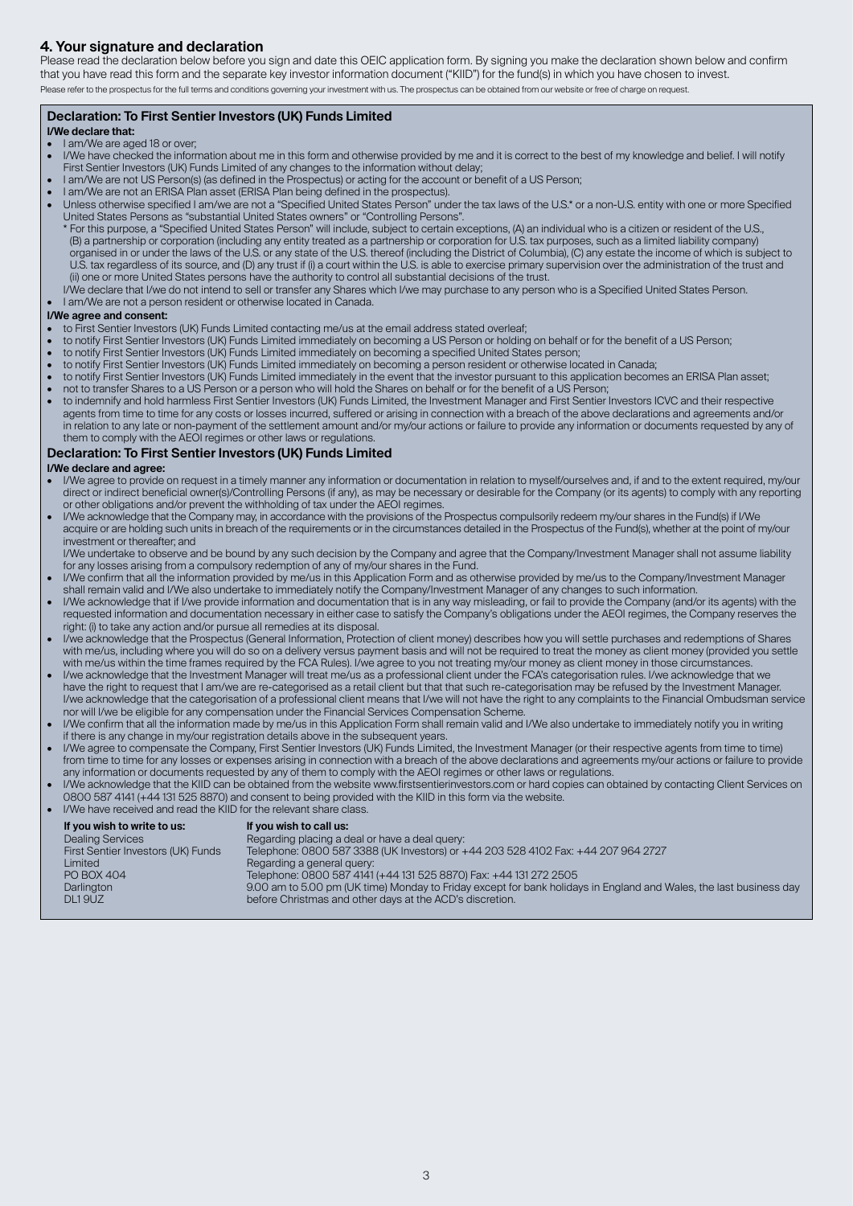## 4. Your signature and declaration

Please read the declaration below before you sign and date this OEIC application form. By signing you make the declaration shown below and confirm that you have read this form and the separate key investor information document ("KIID") for the fund(s) in which you have chosen to invest.

Please refer to the prospectus for the full terms and conditions governing your investment with us. The prospectus can be obtained from our website or free of charge on request.

### Declaration: To First Sentier Investors (UK) Funds Limited

**I/We declare that:**

- I am/We are aged 18 or over;
- I/We have checked the information about me in this form and otherwise provided by me and it is correct to the best of my knowledge and belief. I will notify First Sentier Investors (UK) Funds Limited of any changes to the information without delay;
- I am/We are not US Person(s) (as defined in the Prospectus) or acting for the account or benefit of a US Person;
- I am/We are not an ERISA Plan asset (ERISA Plan being defined in the prospectus).
- Unless otherwise specified I am/we are not a "Specified United States Person" under the tax laws of the U.S.* or a non-U.S. entity with one or more Specified United States Persons as "substantial United States owners" or "Controlling Persons".

  \* For this purpose, a "Specified United States Person" will include, subject to certain exceptions, (A) an individual who is a citizen or resident of the U.S., (B) a partnership or corporation (including any entity treated as a partnership or corporation for U.S. tax purposes, such as a limited liability company) organised in or under the laws of the U.S. or any state of the U.S. thereof (including the District of Columbia), (C) any estate the income of which is subject to U.S. tax regardless of its source, and (D) any trust if (i) a court within the U.S. is able to exercise primary supervision over the administration of the trust and (ii) one or more United States persons have the authority to control all substantial decisions of the trust.

  I/We declare that I/we do not intend to sell or transfer any Shares which I/we may purchase to any person who is a Specified United States Person.
- I am/We are not a person resident or otherwise located in Canada.

**I/We agree and consent:**

- to First Sentier Investors (UK) Funds Limited contacting me/us at the email address stated overleaf;
- to notify First Sentier Investors (UK) Funds Limited immediately on becoming a US Person or holding on behalf or for the benefit of a US Person;
- to notify First Sentier Investors (UK) Funds Limited immediately on becoming a specified United States person;
- to notify First Sentier Investors (UK) Funds Limited immediately on becoming a person resident or otherwise located in Canada;
- to notify First Sentier Investors (UK) Funds Limited immediately in the event that the investor pursuant to this application becomes an ERISA Plan asset;
- not to transfer Shares to a US Person or a person who will hold the Shares on behalf or for the benefit of a US Person;
- to indemnify and hold harmless First Sentier Investors (UK) Funds Limited, the Investment Manager and First Sentier Investors ICVC and their respective agents from time to time for any costs or losses incurred, suffered or arising in connection with a breach of the above declarations and agreements and/or in relation to any late or non-payment of the settlement amount and/or my/our actions or failure to provide any information or documents requested by any of them to comply with the AEOI regimes or other laws or regulations.

### Declaration: To First Sentier Investors (UK) Funds Limited

**I/We declare and agree:**

- I/We agree to provide on request in a timely manner any information or documentation in relation to myself/ourselves and, if and to the extent required, my/our direct or indirect beneficial owner(s)/Controlling Persons (if any), as may be necessary or desirable for the Company (or its agents) to comply with any reporting or other obligations and/or prevent the withholding of tax under the AEOI regimes.
- I/We acknowledge that the Company may, in accordance with the provisions of the Prospectus compulsorily redeem my/our shares in the Fund(s) if I/We acquire or are holding such units in breach of the requirements or in the circumstances detailed in the Prospectus of the Fund(s), whether at the point of my/our investment or thereafter; and

  I/We undertake to observe and be bound by any such decision by the Company and agree that the Company/Investment Manager shall not assume liability for any losses arising from a compulsory redemption of any of my/our shares in the Fund.
- I/We confirm that all the information provided by me/us in this Application Form and as otherwise provided by me/us to the Company/Investment Manager shall remain valid and I/We also undertake to immediately notify the Company/Investment Manager of any changes to such information.
- I/We acknowledge that if I/We provide information and documentation that is in any way misleading, or fail to provide the Company (and/or its agents) with the requested information and documentation necessary in either case to satisfy the Company's obligations under the AEOI regimes, the Company reserves the right: (i) to take any action and/or pursue all remedies at its disposal.
- I/we acknowledge that the Prospectus (General Information, Protection of client money) describes how you will settle purchases and redemptions of Shares with me/us, including where you will do so on a delivery versus payment basis and will not be required to treat the money as client money (provided you settle with me/us within the time frames required by the FCA Rules). I/we agree to you not treating my/our money as client money in those circumstances.
- I/we acknowledge that the Investment Manager will treat me/us as a professional client under the FCA's categorisation rules. I/we acknowledge that we have the right to request that I am/we are re-categorised as a retail client but that that such re-categorisation may be refused by the Investment Manager. I/we acknowledge that the categorisation of a professional client means that I/we will not have the right to any complaints to the Financial Ombudsman service nor will I/we be eligible for any compensation under the Financial Services Compensation Scheme.
- I/We confirm that all the information made by me/us in this Application Form shall remain valid and I/We also undertake to immediately notify you in writing if there is any change in my/our registration details above in the subsequent years.
- I/We agree to compensate the Company, First Sentier Investors (UK) Funds Limited, the Investment Manager (or their respective agents from time to time) from time to time for any losses or expenses arising in connection with a breach of the above declarations and agreements my/our actions or failure to provide any information or documents requested by any of them to comply with the AEOI regimes or other laws or regulations.
- I/We acknowledge that the KIID can be obtained from the website www.firstsentierinvestors.com or hard copies can obtained by contacting Client Services on 0800 587 4141 (+44 131 525 8870) and consent to being provided with the KIID in this form via the website.
- I/We have received and read the KIID for the relevant share class.

**If you wish to write to us:**

Dealing Services
First Sentier Investors (UK) Funds Limited
PO BOX 404
Darlington
DL1 9UZ

**If you wish to call us:**

Regarding placing a deal or have a deal query:
Telephone: 0800 587 3388 (UK Investors) or +44 203 528 4102 Fax: +44 207 964 2727
Regarding a general query:
Telephone: 0800 587 4141 (+44 131 525 8870) Fax: +44 131 272 2505
9.00 am to 5.00 pm (UK time) Monday to Friday except for bank holidays in England and Wales, the last business day before Christmas and other days at the ACD's discretion.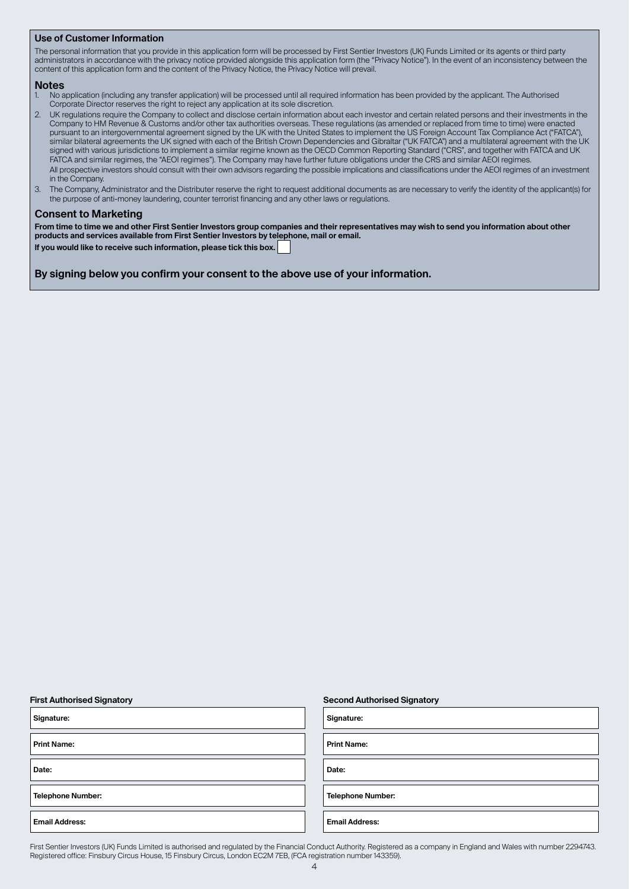### Use of Customer Information

The personal information that you provide in this application form will be processed by First Sentier Investors (UK) Funds Limited or its agents or third party administrators in accordance with the privacy notice provided alongside this application form (the "Privacy Notice"). In the event of an inconsistency between the content of this application form and the content of the Privacy Notice, the Privacy Notice will prevail.

### Notes

1. No application (including any transfer application) will be processed until all required information has been provided by the applicant. The Authorised Corporate Director reserves the right to reject any application at its sole discretion.
2. UK regulations require the Company to collect and disclose certain information about each investor and certain related persons and their investments in the Company to HM Revenue & Customs and/or other tax authorities overseas. These regulations (as amended or replaced from time to time) were enacted pursuant to an intergovernmental agreement signed by the UK with the United States to implement the US Foreign Account Tax Compliance Act ("FATCA"), similar bilateral agreements the UK signed with each of the British Crown Dependencies and Gibraltar ("UK FATCA") and a multilateral agreement with the UK signed with various jurisdictions to implement a similar regime known as the OECD Common Reporting Standard ("CRS", and together with FATCA and UK FATCA and similar regimes, the "AEOI regimes"). The Company may have further future obligations under the CRS and similar AEOI regimes.
   All prospective investors should consult with their own advisors regarding the possible implications and classifications under the AEOI regimes of an investment in the Company.
3. The Company, Administrator and the Distributer reserve the right to request additional documents as are necessary to verify the identity of the applicant(s) for the purpose of anti-money laundering, counter terrorist financing and any other laws or regulations.

### Consent to Marketing

**From time to time we and other First Sentier Investors group companies and their representatives may wish to send you information about other products and services available from First Sentier Investors by telephone, mail or email.**

**If you would like to receive such information, please tick this box.** ☐

**By signing below you confirm your consent to the above use of your information.**

| First Authorised Signatory | Second Authorised Signatory |
|---|---|
| Signature: | Signature: |
| Print Name: | Print Name: |
| Date: | Date: |
| Telephone Number: | Telephone Number: |
| Email Address: | Email Address: |

First Sentier Investors (UK) Funds Limited is authorised and regulated by the Financial Conduct Authority. Registered as a company in England and Wales with number 2294743. Registered office: Finsbury Circus House, 15 Finsbury Circus, London EC2M 7EB, (FCA registration number 143359).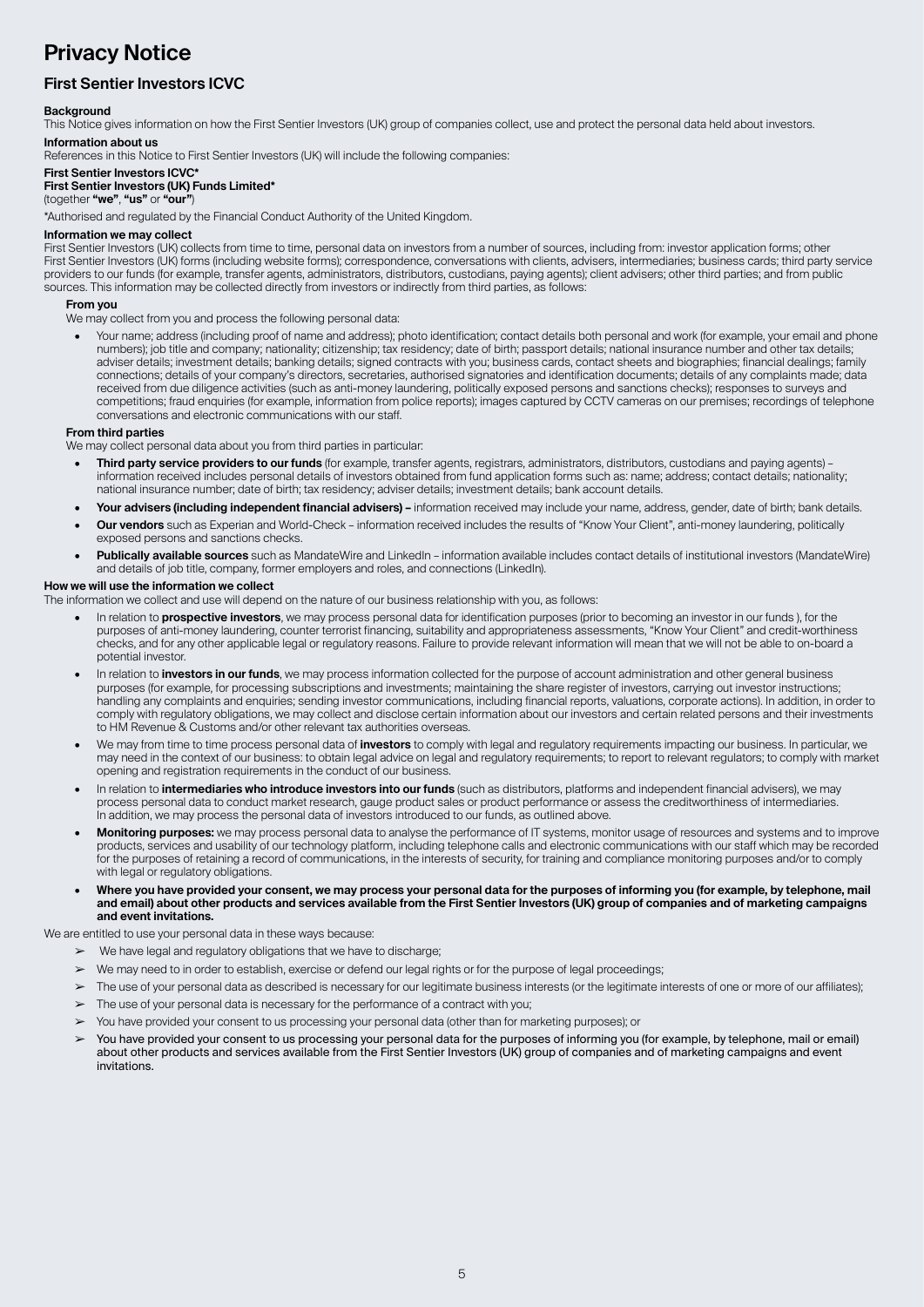# Privacy Notice

## First Sentier Investors ICVC

**Background**

This Notice gives information on how the First Sentier Investors (UK) group of companies collect, use and protect the personal data held about investors.

**Information about us**

References in this Notice to First Sentier Investors (UK) will include the following companies:

**First Sentier Investors ICVC***
**First Sentier Investors (UK) Funds Limited***
(together **"we"**, **"us"** or **"our"**)

*Authorised and regulated by the Financial Conduct Authority of the United Kingdom.

**Information we may collect**

First Sentier Investors (UK) collects from time to time, personal data on investors from a number of sources, including from: investor application forms; other First Sentier Investors (UK) forms (including website forms); correspondence, conversations with clients, advisers, intermediaries; business cards; third party service providers to our funds (for example, transfer agents, administrators, distributors, custodians, paying agents); client advisers; other third parties; and from public sources. This information may be collected directly from investors or indirectly from third parties, as follows:

**From you**

We may collect from you and process the following personal data:

- Your name; address (including proof of name and address); photo identification; contact details both personal and work (for example, your email and phone numbers); job title and company; nationality; citizenship; tax residency; date of birth; passport details; national insurance number and other tax details; adviser details; investment details; banking details; signed contracts with you; business cards, contact sheets and biographies; financial dealings; family connections; details of your company's directors, secretaries, authorised signatories and identification documents; details of any complaints made; data received from due diligence activities (such as anti-money laundering, politically exposed persons and sanctions checks); responses to surveys and competitions; fraud enquiries (for example, information from police reports); images captured by CCTV cameras on our premises; recordings of telephone conversations and electronic communications with our staff.

**From third parties**

We may collect personal data about you from third parties in particular:

- **Third party service providers to our funds** (for example, transfer agents, registrars, administrators, distributors, custodians and paying agents) – information received includes personal details of investors obtained from fund application forms such as: name; address; contact details; nationality; national insurance number; date of birth; tax residency; adviser details; investment details; bank account details.
- **Your advisers (including independent financial advisers) –** information received may include your name, address, gender, date of birth; bank details.
- **Our vendors** such as Experian and World-Check – information received includes the results of "Know Your Client", anti-money laundering, politically exposed persons and sanctions checks.
- **Publically available sources** such as MandateWire and LinkedIn – information available includes contact details of institutional investors (MandateWire) and details of job title, company, former employers and roles, and connections (LinkedIn).

**How we will use the information we collect**

The information we collect and use will depend on the nature of our business relationship with you, as follows:

- In relation to **prospective investors**, we may process personal data for identification purposes (prior to becoming an investor in our funds ), for the purposes of anti-money laundering, counter terrorist financing, suitability and appropriateness assessments, "Know Your Client" and credit-worthiness checks, and for any other applicable legal or regulatory reasons. Failure to provide relevant information will mean that we will not be able to on-board a potential investor.
- In relation to **investors in our funds**, we may process information collected for the purpose of account administration and other general business purposes (for example, for processing subscriptions and investments; maintaining the share register of investors, carrying out investor instructions; handling any complaints and enquiries; sending investor communications, including financial reports, valuations, corporate actions). In addition, in order to comply with regulatory obligations, we may collect and disclose certain information about our investors and certain related persons and their investments to HM Revenue & Customs and/or other relevant tax authorities overseas.
- We may from time to time process personal data of **investors** to comply with legal and regulatory requirements impacting our business. In particular, we may need in the context of our business: to obtain legal advice on legal and regulatory requirements; to report to relevant regulators; to comply with market opening and registration requirements in the conduct of our business.
- In relation to **intermediaries who introduce investors into our funds** (such as distributors, platforms and independent financial advisers), we may process personal data to conduct market research, gauge product sales or product performance or assess the creditworthiness of intermediaries. In addition, we may process the personal data of investors introduced to our funds, as outlined above.
- **Monitoring purposes:** we may process personal data to analyse the performance of IT systems, monitor usage of resources and systems and to improve products, services and usability of our technology platform, including telephone calls and electronic communications with our staff which may be recorded for the purposes of retaining a record of communications, in the interests of security, for training and compliance monitoring purposes and/or to comply with legal or regulatory obligations.
- **Where you have provided your consent, we may process your personal data for the purposes of informing you (for example, by telephone, mail and email) about other products and services available from the First Sentier Investors (UK) group of companies and of marketing campaigns and event invitations.**

We are entitled to use your personal data in these ways because:

- We have legal and regulatory obligations that we have to discharge;
- We may need to in order to establish, exercise or defend our legal rights or for the purpose of legal proceedings;
- The use of your personal data as described is necessary for our legitimate business interests (or the legitimate interests of one or more of our affiliates);
- The use of your personal data is necessary for the performance of a contract with you;
- You have provided your consent to us processing your personal data (other than for marketing purposes); or
- You have provided your consent to us processing your personal data for the purposes of informing you (for example, by telephone, mail or email) about other products and services available from the First Sentier Investors (UK) group of companies and of marketing campaigns and event invitations.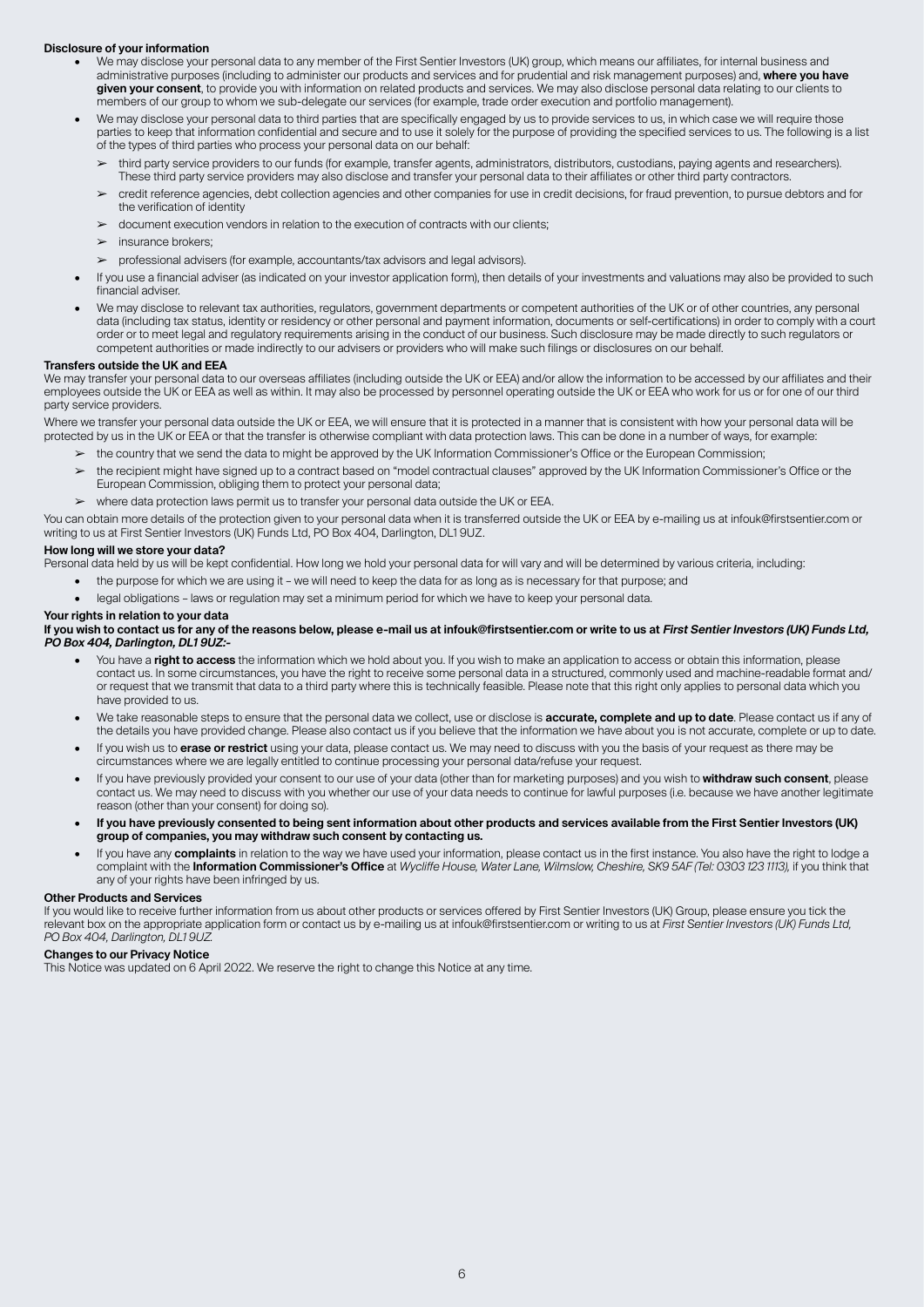## Disclosure of your information

- We may disclose your personal data to any member of the First Sentier Investors (UK) group, which means our affiliates, for internal business and administrative purposes (including to administer our products and services and for prudential and risk management purposes) and, **where you have given your consent**, to provide you with information on related products and services. We may also disclose personal data relating to our clients to members of our group to whom we sub-delegate our services (for example, trade order execution and portfolio management).
- We may disclose your personal data to third parties that are specifically engaged by us to provide services to us, in which case we will require those parties to keep that information confidential and secure and to use it solely for the purpose of providing the specified services to us. The following is a list of the types of third parties who process your personal data on our behalf:
  - third party service providers to our funds (for example, transfer agents, administrators, distributors, custodians, paying agents and researchers). These third party service providers may also disclose and transfer your personal data to their affiliates or other third party contractors.
  - credit reference agencies, debt collection agencies and other companies for use in credit decisions, for fraud prevention, to pursue debtors and for the verification of identity
  - document execution vendors in relation to the execution of contracts with our clients;
  - insurance brokers;
  - professional advisers (for example, accountants/tax advisors and legal advisors).
- If you use a financial adviser (as indicated on your investor application form), then details of your investments and valuations may also be provided to such financial adviser.
- We may disclose to relevant tax authorities, regulators, government departments or competent authorities of the UK or of other countries, any personal data (including tax status, identity or residency or other personal and payment information, documents or self-certifications) in order to comply with a court order or to meet legal and regulatory requirements arising in the conduct of our business. Such disclosure may be made directly to such regulators or competent authorities or made indirectly to our advisers or providers who will make such filings or disclosures on our behalf.

## Transfers outside the UK and EEA

We may transfer your personal data to our overseas affiliates (including outside the UK or EEA) and/or allow the information to be accessed by our affiliates and their employees outside the UK or EEA as well as within. It may also be processed by personnel operating outside the UK or EEA who work for us or for one of our third party service providers.

Where we transfer your personal data outside the UK or EEA, we will ensure that it is protected in a manner that is consistent with how your personal data will be protected by us in the UK or EEA or that the transfer is otherwise compliant with data protection laws. This can be done in a number of ways, for example:

- the country that we send the data to might be approved by the UK Information Commissioner's Office or the European Commission;
- the recipient might have signed up to a contract based on "model contractual clauses" approved by the UK Information Commissioner's Office or the European Commission, obliging them to protect your personal data;
- where data protection laws permit us to transfer your personal data outside the UK or EEA.

You can obtain more details of the protection given to your personal data when it is transferred outside the UK or EEA by e-mailing us at infouk@firstsentier.com or writing to us at First Sentier Investors (UK) Funds Ltd, PO Box 404, Darlington, DL1 9UZ.

## How long will we store your data?

Personal data held by us will be kept confidential. How long we hold your personal data for will vary and will be determined by various criteria, including:

- the purpose for which we are using it – we will need to keep the data for as long as is necessary for that purpose; and
- legal obligations – laws or regulation may set a minimum period for which we have to keep your personal data.

## Your rights in relation to your data

**If you wish to contact us for any of the reasons below, please e-mail us at infouk@firstsentier.com or write to us at *First Sentier Investors (UK) Funds Ltd, PO Box 404, Darlington, DL1 9UZ*:-**

- You have a **right to access** the information which we hold about you. If you wish to make an application to access or obtain this information, please contact us. In some circumstances, you have the right to receive some personal data in a structured, commonly used and machine-readable format and/or request that we transmit that data to a third party where this is technically feasible. Please note that this right only applies to personal data which you have provided to us.
- We take reasonable steps to ensure that the personal data we collect, use or disclose is **accurate, complete and up to date**. Please contact us if any of the details you have provided change. Please also contact us if you believe that the information we have about you is not accurate, complete or up to date.
- If you wish us to **erase or restrict** using your data, please contact us. We may need to discuss with you the basis of your request as there may be circumstances where we are legally entitled to continue processing your personal data/refuse your request.
- If you have previously provided your consent to our use of your data (other than for marketing purposes) and you wish to **withdraw such consent**, please contact us. We may need to discuss with you whether our use of your data needs to continue for lawful purposes (i.e. because we have another legitimate reason (other than your consent) for doing so).
- **If you have previously consented to being sent information about other products and services available from the First Sentier Investors (UK) group of companies, you may withdraw such consent by contacting us.**
- If you have any **complaints** in relation to the way we have used your information, please contact us in the first instance. You also have the right to lodge a complaint with the **Information Commissioner's Office** at *Wycliffe House, Water Lane, Wilmslow, Cheshire, SK9 5AF (Tel: 0303 123 1113)*, if you think that any of your rights have been infringed by us.

## Other Products and Services

If you would like to receive further information from us about other products or services offered by First Sentier Investors (UK) Group, please ensure you tick the relevant box on the appropriate application form or contact us by e-mailing us at infouk@firstsentier.com or writing to us at *First Sentier Investors (UK) Funds Ltd, PO Box 404, Darlington, DL1 9UZ*.

## Changes to our Privacy Notice

This Notice was updated on 6 April 2022. We reserve the right to change this Notice at any time.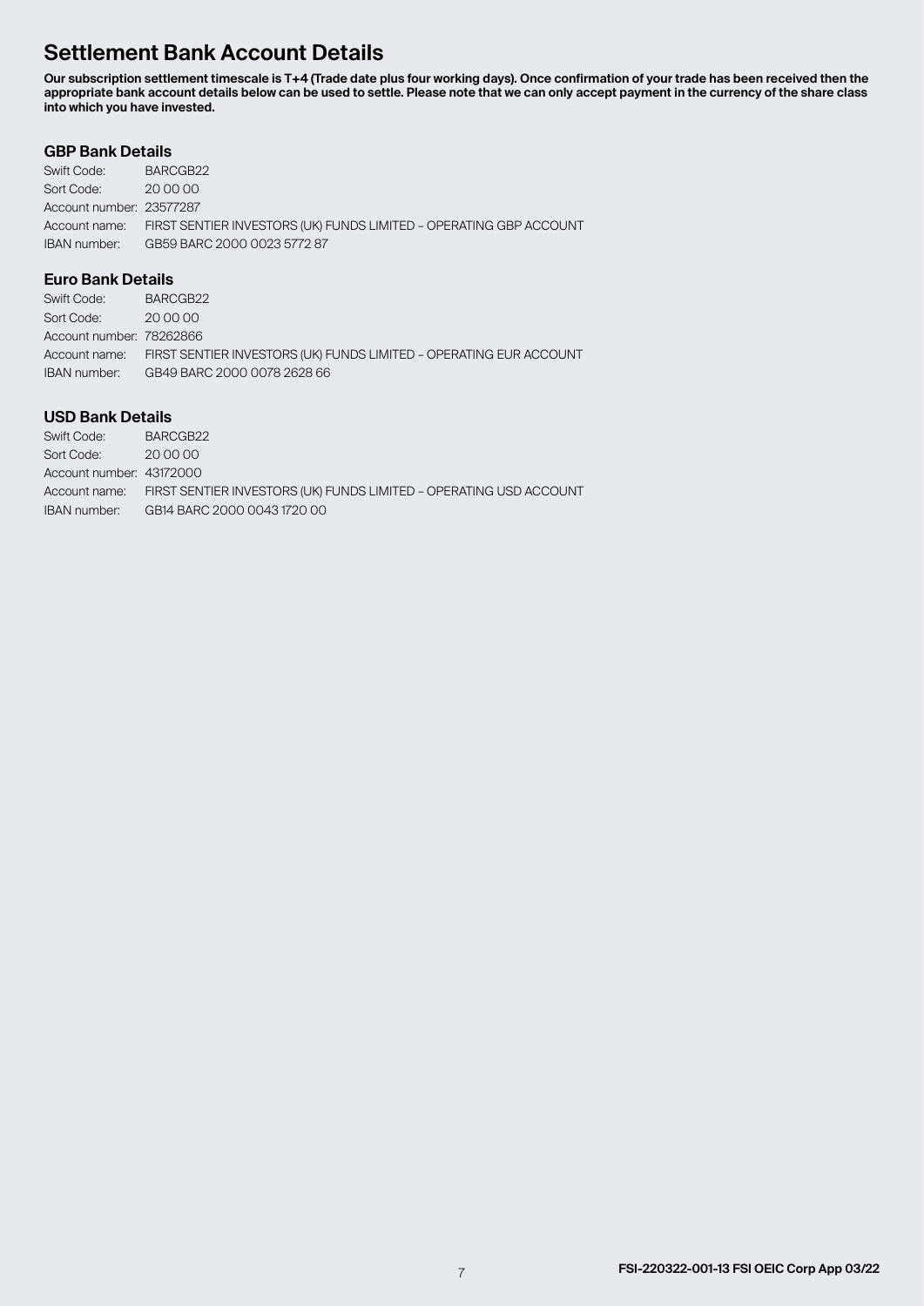# Settlement Bank Account Details

**Our subscription settlement timescale is T+4 (Trade date plus four working days). Once confirmation of your trade has been received then the appropriate bank account details below can be used to settle. Please note that we can only accept payment in the currency of the share class into which you have invested.**

### GBP Bank Details

Swift Code: BARCGB22
Sort Code: 20 00 00
Account number: 23577287
Account name: FIRST SENTIER INVESTORS (UK) FUNDS LIMITED – OPERATING GBP ACCOUNT
IBAN number: GB59 BARC 2000 0023 5772 87

### Euro Bank Details

Swift Code: BARCGB22
Sort Code: 20 00 00
Account number: 78262866
Account name: FIRST SENTIER INVESTORS (UK) FUNDS LIMITED – OPERATING EUR ACCOUNT
IBAN number: GB49 BARC 2000 0078 2628 66

### USD Bank Details

Swift Code: BARCGB22
Sort Code: 20 00 00
Account number: 43172000
Account name: FIRST SENTIER INVESTORS (UK) FUNDS LIMITED – OPERATING USD ACCOUNT
IBAN number: GB14 BARC 2000 0043 1720 00

**FSI-220322-001-13 FSI OEIC Corp App 03/22**